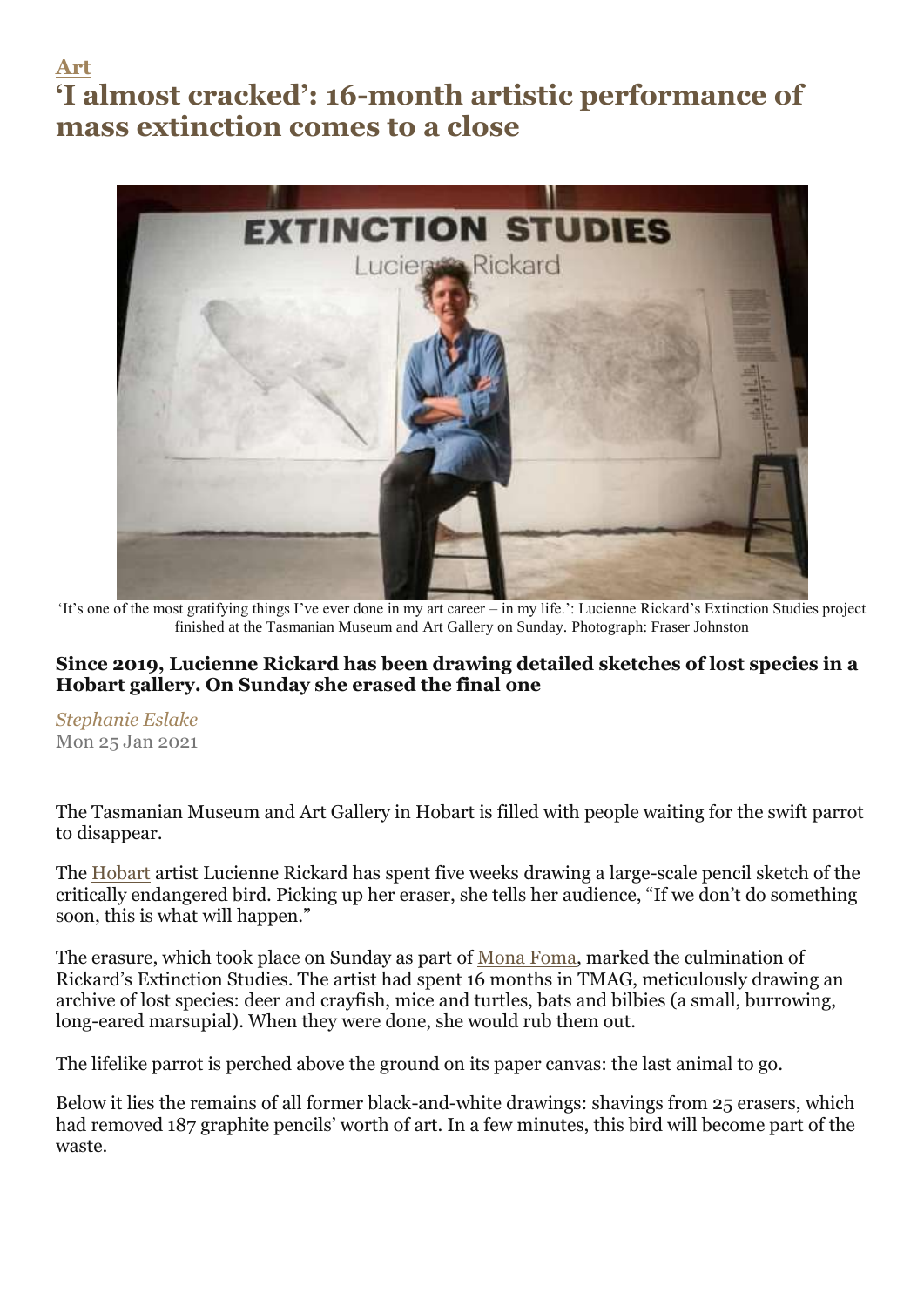[Art](#)

# 'I almost cracked': 16-month artistic performance of mass extinction comes to a close

'It's one of the most gratifying things I've ever done in my art career – in my life.': Lucienne Rickard's Extinction Studies project finished at the Tasmanian Museum and Art Gallery on Sunday. Photograph: Fraser Johnston

**Since 2019, Lucienne Rickard has been drawing detailed sketches of lost species in a Hobart gallery. On Sunday she erased the final one**

*Stephanie Eslake*
Mon 25 Jan 2021

The Tasmanian Museum and Art Gallery in Hobart is filled with people waiting for the swift parrot to disappear.

The Hobart artist Lucienne Rickard has spent five weeks drawing a large-scale pencil sketch of the critically endangered bird. Picking up her eraser, she tells her audience, "If we don't do something soon, this is what will happen."

The erasure, which took place on Sunday as part of Mona Foma, marked the culmination of Rickard's Extinction Studies. The artist had spent 16 months in TMAG, meticulously drawing an archive of lost species: deer and crayfish, mice and turtles, bats and bilbies (a small, burrowing, long-eared marsupial). When they were done, she would rub them out.

The lifelike parrot is perched above the ground on its paper canvas: the last animal to go.

Below it lies the remains of all former black-and-white drawings: shavings from 25 erasers, which had removed 187 graphite pencils' worth of art. In a few minutes, this bird will become part of the waste.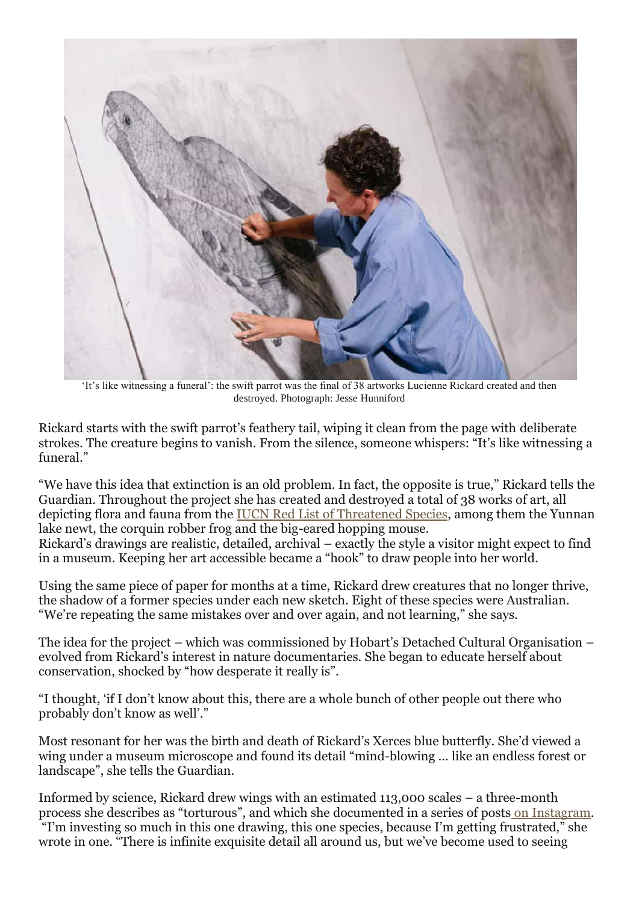'It's like witnessing a funeral': the swift parrot was the final of 38 artworks Lucienne Rickard created and then destroyed. Photograph: Jesse Hunniford

Rickard starts with the swift parrot's feathery tail, wiping it clean from the page with deliberate strokes. The creature begins to vanish. From the silence, someone whispers: "It's like witnessing a funeral."

"We have this idea that extinction is an old problem. In fact, the opposite is true," Rickard tells the Guardian. Throughout the project she has created and destroyed a total of 38 works of art, all depicting flora and fauna from the IUCN Red List of Threatened Species, among them the Yunnan lake newt, the corquin robber frog and the big-eared hopping mouse.
Rickard's drawings are realistic, detailed, archival – exactly the style a visitor might expect to find in a museum. Keeping her art accessible became a "hook" to draw people into her world.

Using the same piece of paper for months at a time, Rickard drew creatures that no longer thrive, the shadow of a former species under each new sketch. Eight of these species were Australian. "We're repeating the same mistakes over and over again, and not learning," she says.

The idea for the project – which was commissioned by Hobart's Detached Cultural Organisation – evolved from Rickard's interest in nature documentaries. She began to educate herself about conservation, shocked by "how desperate it really is".

"I thought, 'if I don't know about this, there are a whole bunch of other people out there who probably don't know as well'."

Most resonant for her was the birth and death of Rickard's Xerces blue butterfly. She'd viewed a wing under a museum microscope and found its detail "mind-blowing … like an endless forest or landscape", she tells the Guardian.

Informed by science, Rickard drew wings with an estimated 113,000 scales – a three-month process she describes as "torturous", and which she documented in a series of posts on Instagram. "I'm investing so much in this one drawing, this one species, because I'm getting frustrated," she wrote in one. "There is infinite exquisite detail all around us, but we've become used to seeing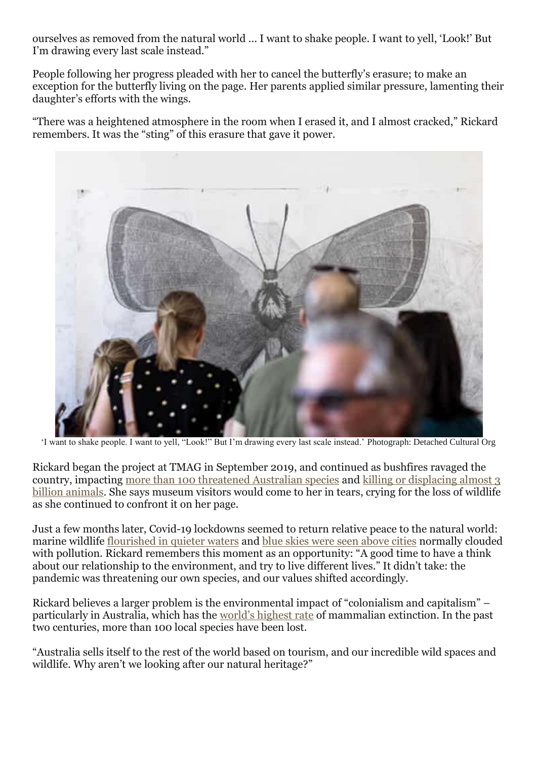ourselves as removed from the natural world … I want to shake people. I want to yell, 'Look!' But I'm drawing every last scale instead."

People following her progress pleaded with her to cancel the butterfly's erasure; to make an exception for the butterfly living on the page. Her parents applied similar pressure, lamenting their daughter's efforts with the wings.

"There was a heightened atmosphere in the room when I erased it, and I almost cracked," Rickard remembers. It was the "sting" of this erasure that gave it power.

'I want to shake people. I want to yell, "Look!" But I'm drawing every last scale instead.' Photograph: Detached Cultural Org

Rickard began the project at TMAG in September 2019, and continued as bushfires ravaged the country, impacting more than 100 threatened Australian species and killing or displacing almost 3 billion animals. She says museum visitors would come to her in tears, crying for the loss of wildlife as she continued to confront it on her page.

Just a few months later, Covid-19 lockdowns seemed to return relative peace to the natural world: marine wildlife flourished in quieter waters and blue skies were seen above cities normally clouded with pollution. Rickard remembers this moment as an opportunity: "A good time to have a think about our relationship to the environment, and try to live different lives." It didn't take: the pandemic was threatening our own species, and our values shifted accordingly.

Rickard believes a larger problem is the environmental impact of "colonialism and capitalism" – particularly in Australia, which has the world's highest rate of mammalian extinction. In the past two centuries, more than 100 local species have been lost.

"Australia sells itself to the rest of the world based on tourism, and our incredible wild spaces and wildlife. Why aren't we looking after our natural heritage?"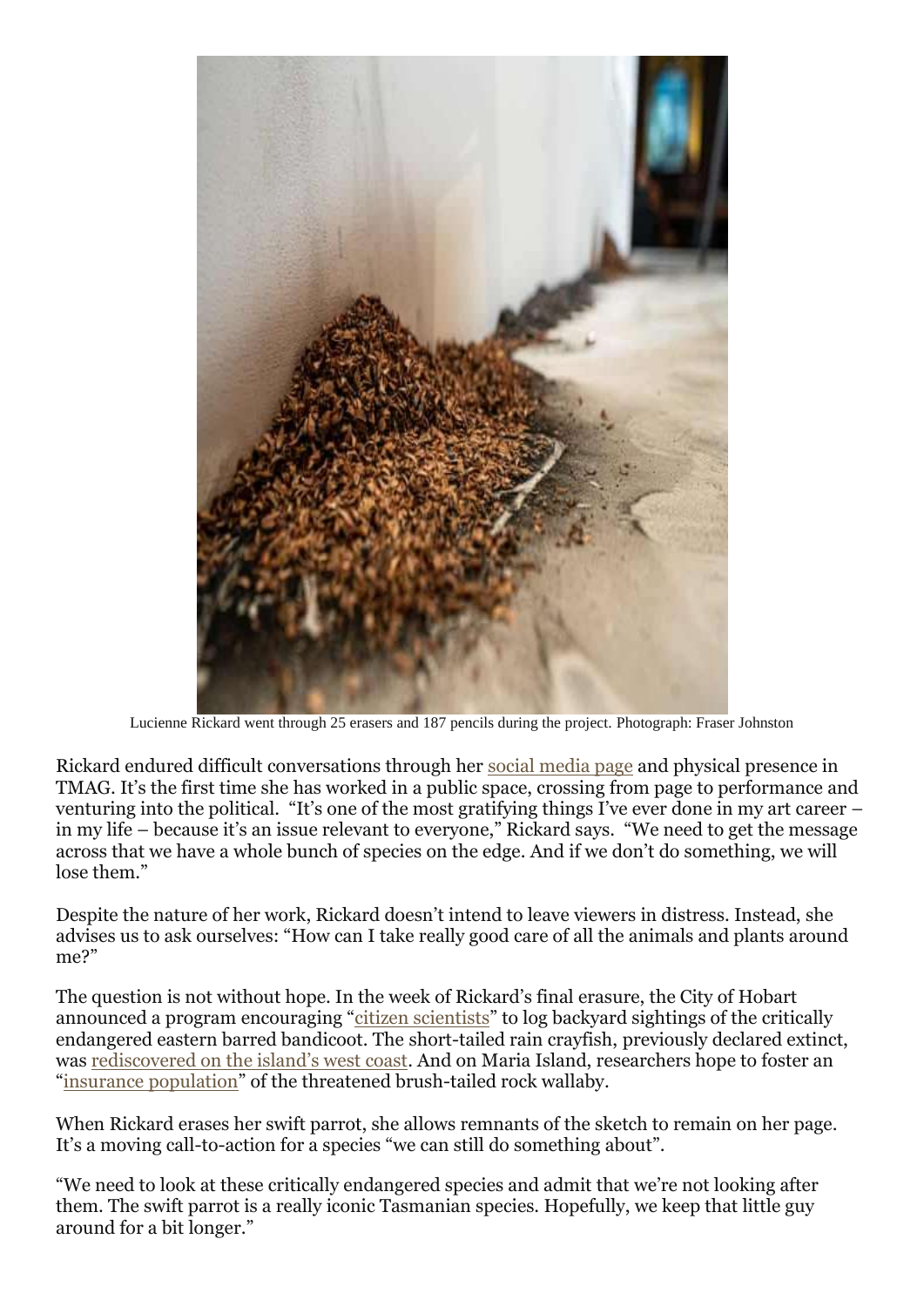Lucienne Rickard went through 25 erasers and 187 pencils during the project. Photograph: Fraser Johnston

Rickard endured difficult conversations through her social media page and physical presence in TMAG. It's the first time she has worked in a public space, crossing from page to performance and venturing into the political. "It's one of the most gratifying things I've ever done in my art career – in my life – because it's an issue relevant to everyone," Rickard says. "We need to get the message across that we have a whole bunch of species on the edge. And if we don't do something, we will lose them."

Despite the nature of her work, Rickard doesn't intend to leave viewers in distress. Instead, she advises us to ask ourselves: "How can I take really good care of all the animals and plants around me?"

The question is not without hope. In the week of Rickard's final erasure, the City of Hobart announced a program encouraging "citizen scientists" to log backyard sightings of the critically endangered eastern barred bandicoot. The short-tailed rain crayfish, previously declared extinct, was rediscovered on the island's west coast. And on Maria Island, researchers hope to foster an "insurance population" of the threatened brush-tailed rock wallaby.

When Rickard erases her swift parrot, she allows remnants of the sketch to remain on her page. It's a moving call-to-action for a species "we can still do something about".

"We need to look at these critically endangered species and admit that we're not looking after them. The swift parrot is a really iconic Tasmanian species. Hopefully, we keep that little guy around for a bit longer."